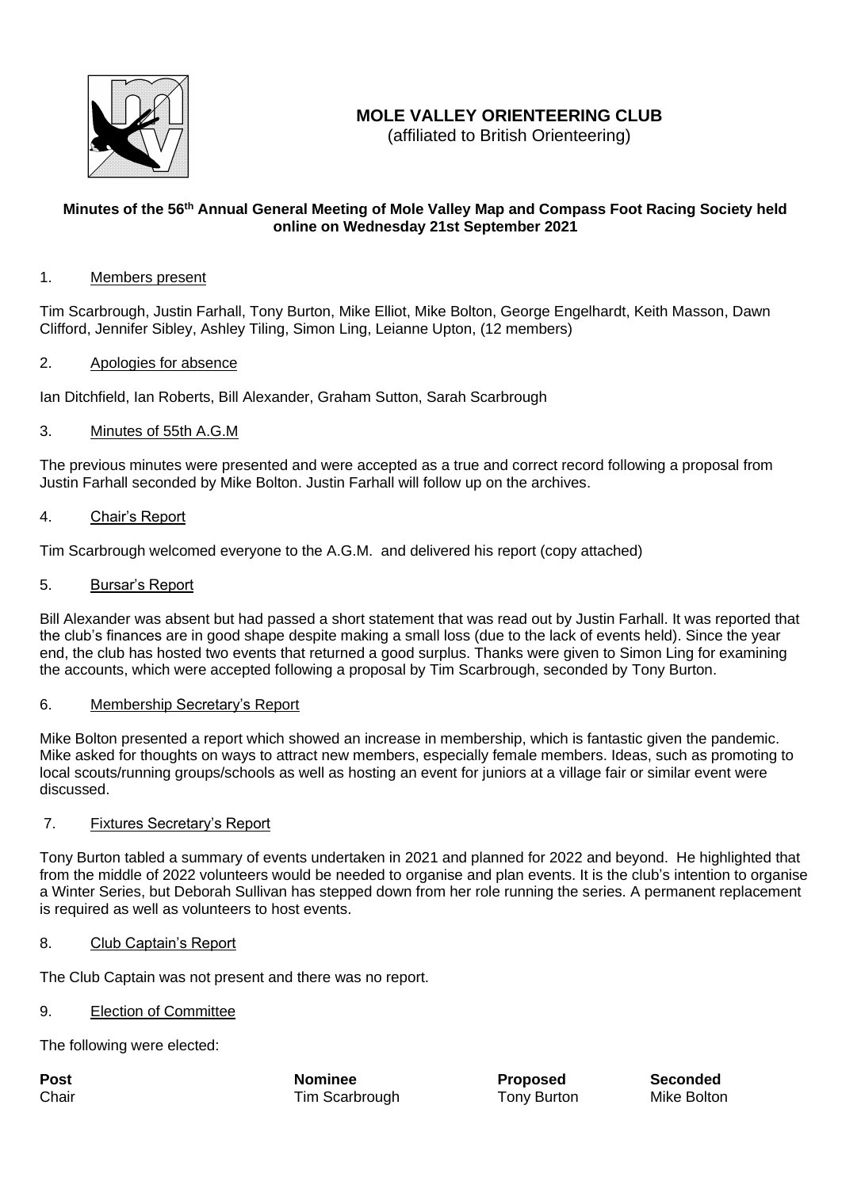# MOLE VALLEY ORIENTEERING CLUB

(affiliated to British Orienteering)

**Minutes of the 56th Annual General Meeting of Mole Valley Map and Compass Foot Racing Society held online on Wednesday 21st September 2021**

1. Members present

Tim Scarbrough, Justin Farhall, Tony Burton, Mike Elliot, Mike Bolton, George Engelhardt, Keith Masson, Dawn Clifford, Jennifer Sibley, Ashley Tiling, Simon Ling, Leianne Upton, (12 members)

2. Apologies for absence

Ian Ditchfield, Ian Roberts, Bill Alexander, Graham Sutton, Sarah Scarbrough

3. Minutes of 55th A.G.M

The previous minutes were presented and were accepted as a true and correct record following a proposal from Justin Farhall seconded by Mike Bolton. Justin Farhall will follow up on the archives.

4. Chair's Report

Tim Scarbrough welcomed everyone to the A.G.M. and delivered his report (copy attached)

5. Bursar's Report

Bill Alexander was absent but had passed a short statement that was read out by Justin Farhall. It was reported that the club's finances are in good shape despite making a small loss (due to the lack of events held). Since the year end, the club has hosted two events that returned a good surplus. Thanks were given to Simon Ling for examining the accounts, which were accepted following a proposal by Tim Scarbrough, seconded by Tony Burton.

6. Membership Secretary's Report

Mike Bolton presented a report which showed an increase in membership, which is fantastic given the pandemic. Mike asked for thoughts on ways to attract new members, especially female members. Ideas, such as promoting to local scouts/running groups/schools as well as hosting an event for juniors at a village fair or similar event were discussed.

7. Fixtures Secretary's Report

Tony Burton tabled a summary of events undertaken in 2021 and planned for 2022 and beyond. He highlighted that from the middle of 2022 volunteers would be needed to organise and plan events. It is the club's intention to organise a Winter Series, but Deborah Sullivan has stepped down from her role running the series. A permanent replacement is required as well as volunteers to host events.

8. Club Captain's Report

The Club Captain was not present and there was no report.

9. Election of Committee

The following were elected:

| Post | Nominee | Proposed | Seconded |
|---|---|---|---|
| Chair | Tim Scarbrough | Tony Burton | Mike Bolton |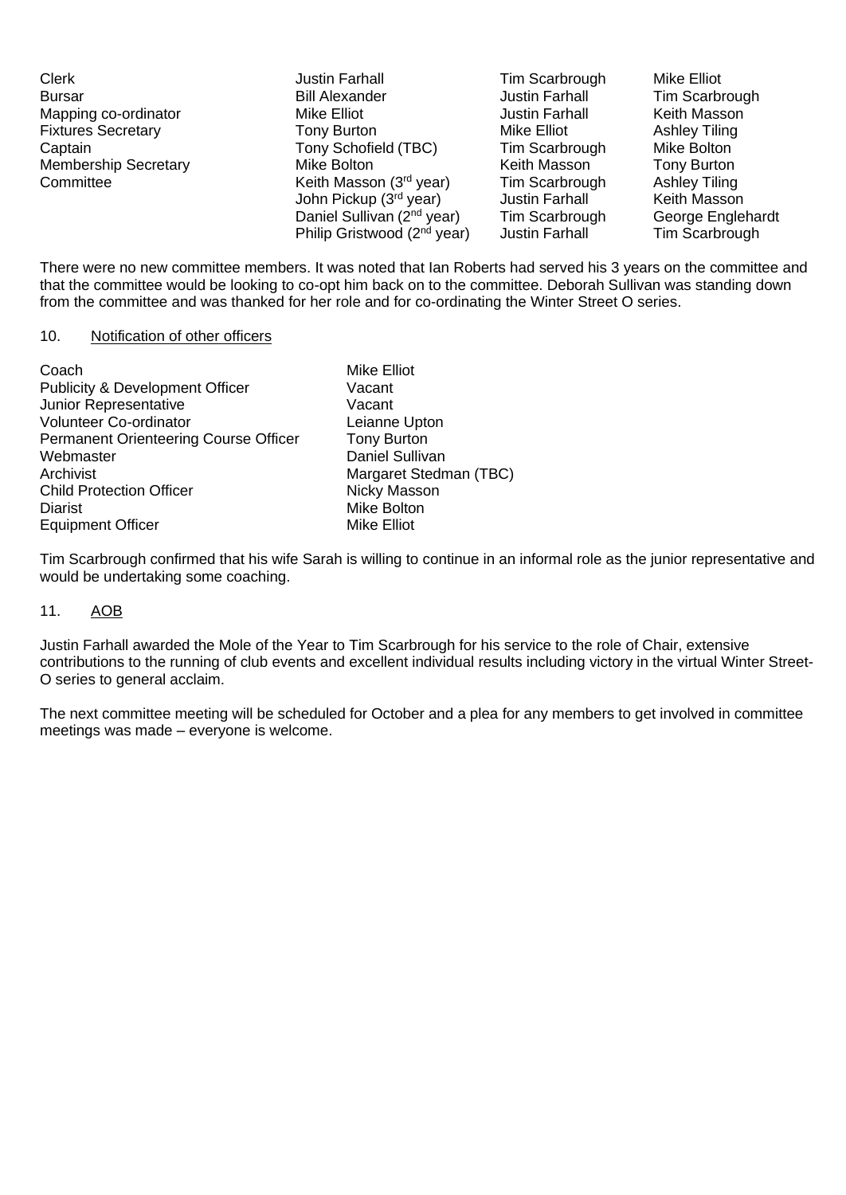| | | | |
|---|---|---|---|
| Clerk | Justin Farhall | Tim Scarbrough | Mike Elliot |
| Bursar | Bill Alexander | Justin Farhall | Tim Scarbrough |
| Mapping co-ordinator | Mike Elliot | Justin Farhall | Keith Masson |
| Fixtures Secretary | Tony Burton | Mike Elliot | Ashley Tiling |
| Captain | Tony Schofield (TBC) | Tim Scarbrough | Mike Bolton |
| Membership Secretary | Mike Bolton | Keith Masson | Tony Burton |
| Committee | Keith Masson (3rd year) | Tim Scarbrough | Ashley Tiling |
| | John Pickup (3rd year) | Justin Farhall | Keith Masson |
| | Daniel Sullivan (2nd year) | Tim Scarbrough | George Englehardt |
| | Philip Gristwood (2nd year) | Justin Farhall | Tim Scarbrough |

There were no new committee members. It was noted that Ian Roberts had served his 3 years on the committee and that the committee would be looking to co-opt him back on to the committee. Deborah Sullivan was standing down from the committee and was thanked for her role and for co-ordinating the Winter Street O series.

10. Notification of other officers

| | |
|---|---|
| Coach | Mike Elliot |
| Publicity & Development Officer | Vacant |
| Junior Representative | Vacant |
| Volunteer Co-ordinator | Leianne Upton |
| Permanent Orienteering Course Officer | Tony Burton |
| Webmaster | Daniel Sullivan |
| Archivist | Margaret Stedman (TBC) |
| Child Protection Officer | Nicky Masson |
| Diarist | Mike Bolton |
| Equipment Officer | Mike Elliot |

Tim Scarbrough confirmed that his wife Sarah is willing to continue in an informal role as the junior representative and would be undertaking some coaching.

11. AOB

Justin Farhall awarded the Mole of the Year to Tim Scarbrough for his service to the role of Chair, extensive contributions to the running of club events and excellent individual results including victory in the virtual Winter Street-O series to general acclaim.

The next committee meeting will be scheduled for October and a plea for any members to get involved in committee meetings was made – everyone is welcome.